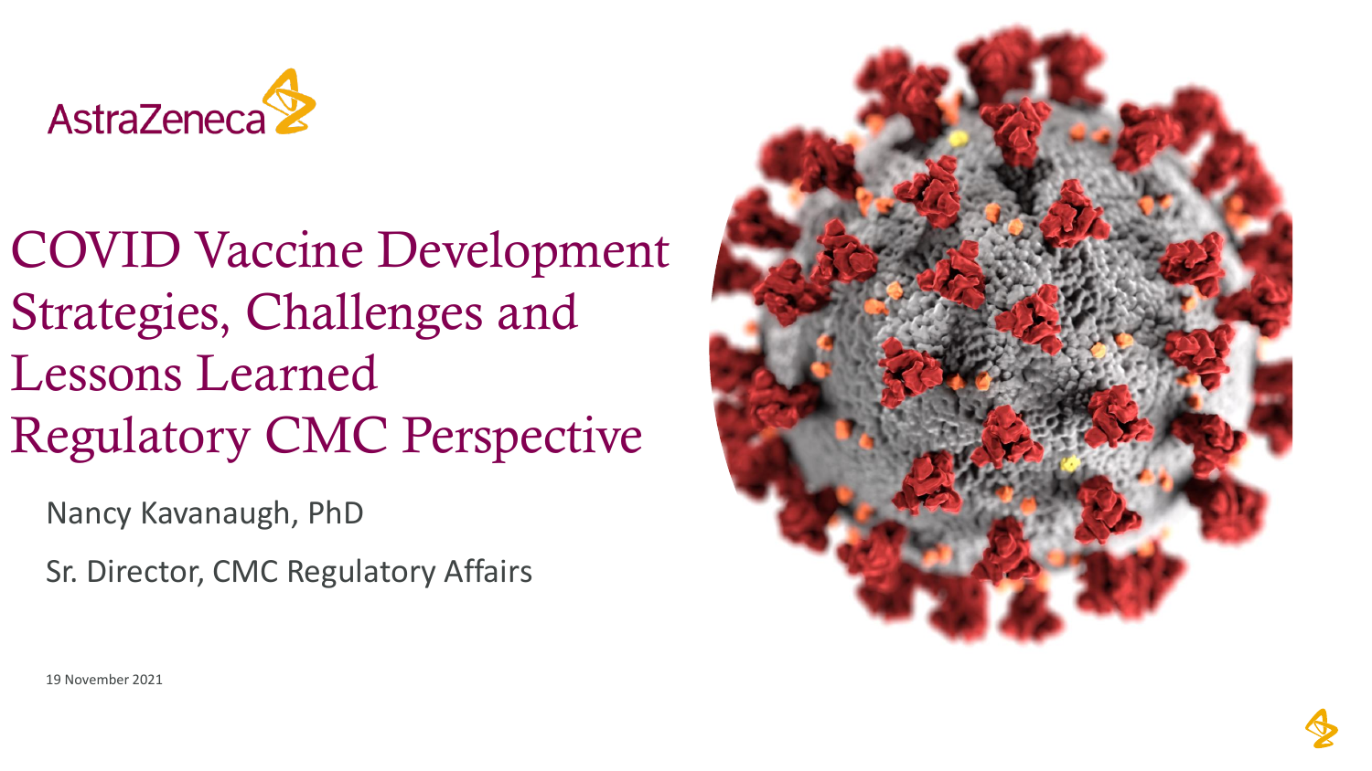AstraZeneca

# COVID Vaccine Development Strategies, Challenges and Lessons Learned Regulatory CMC Perspective

Nancy Kavanaugh, PhD

Sr. Director, CMC Regulatory Affairs

19 November 2021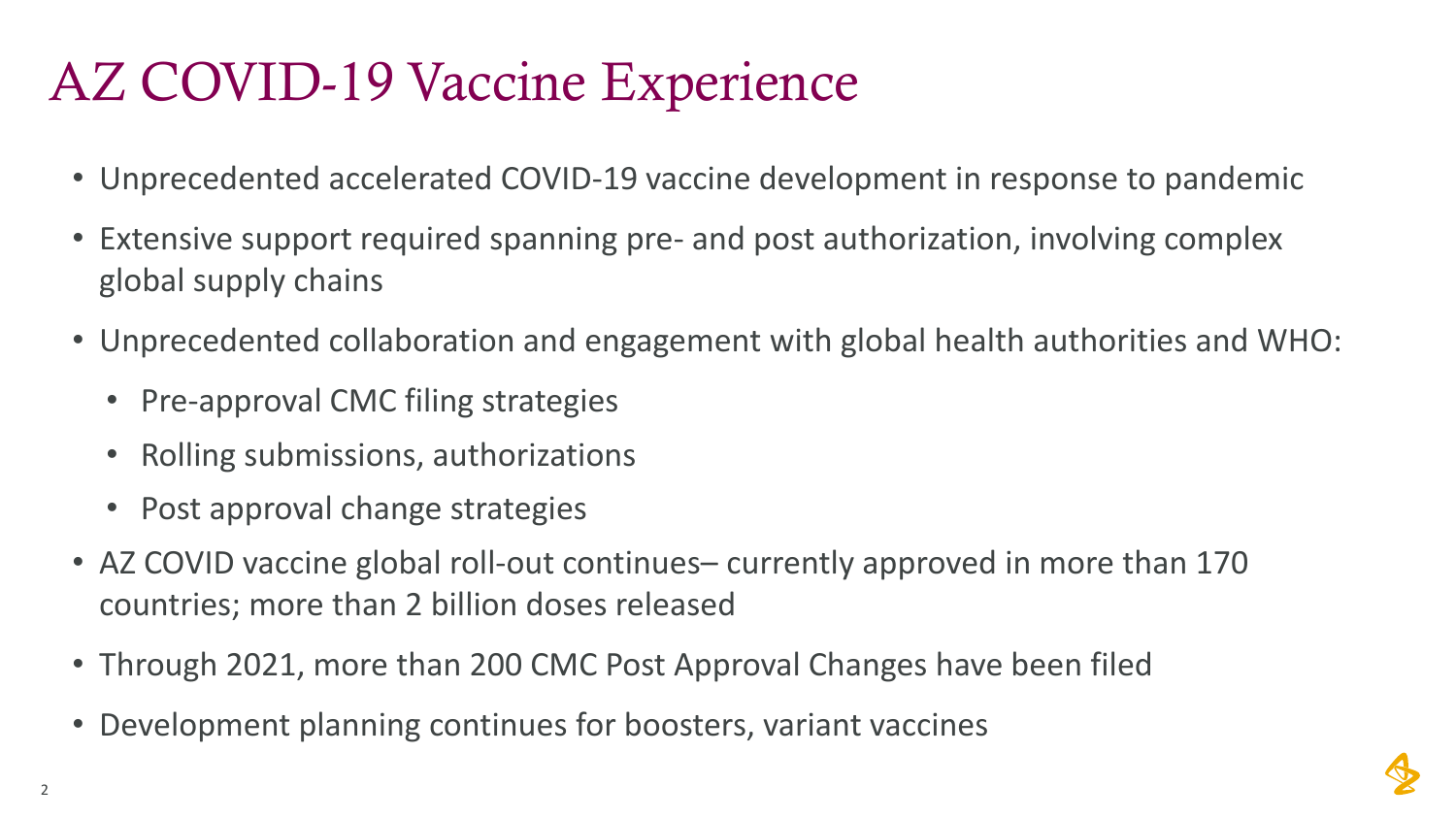# AZ COVID-19 Vaccine Experience

- Unprecedented accelerated COVID-19 vaccine development in response to pandemic
- Extensive support required spanning pre- and post authorization, involving complex global supply chains
- Unprecedented collaboration and engagement with global health authorities and WHO:
  - Pre-approval CMC filing strategies
  - Rolling submissions, authorizations
  - Post approval change strategies
- AZ COVID vaccine global roll-out continues– currently approved in more than 170 countries; more than 2 billion doses released
- Through 2021, more than 200 CMC Post Approval Changes have been filed
- Development planning continues for boosters, variant vaccines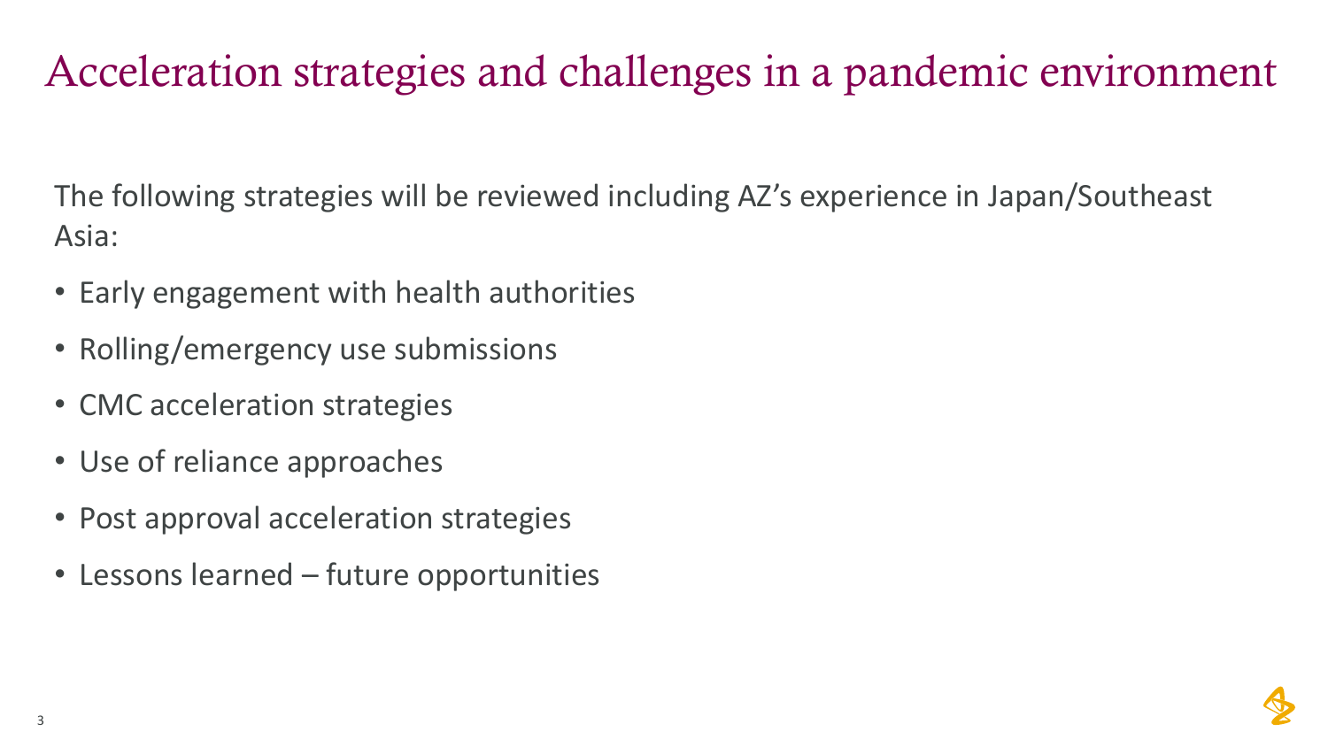# Acceleration strategies and challenges in a pandemic environment

The following strategies will be reviewed including AZ's experience in Japan/Southeast Asia:

- Early engagement with health authorities
- Rolling/emergency use submissions
- CMC acceleration strategies
- Use of reliance approaches
- Post approval acceleration strategies
- Lessons learned – future opportunities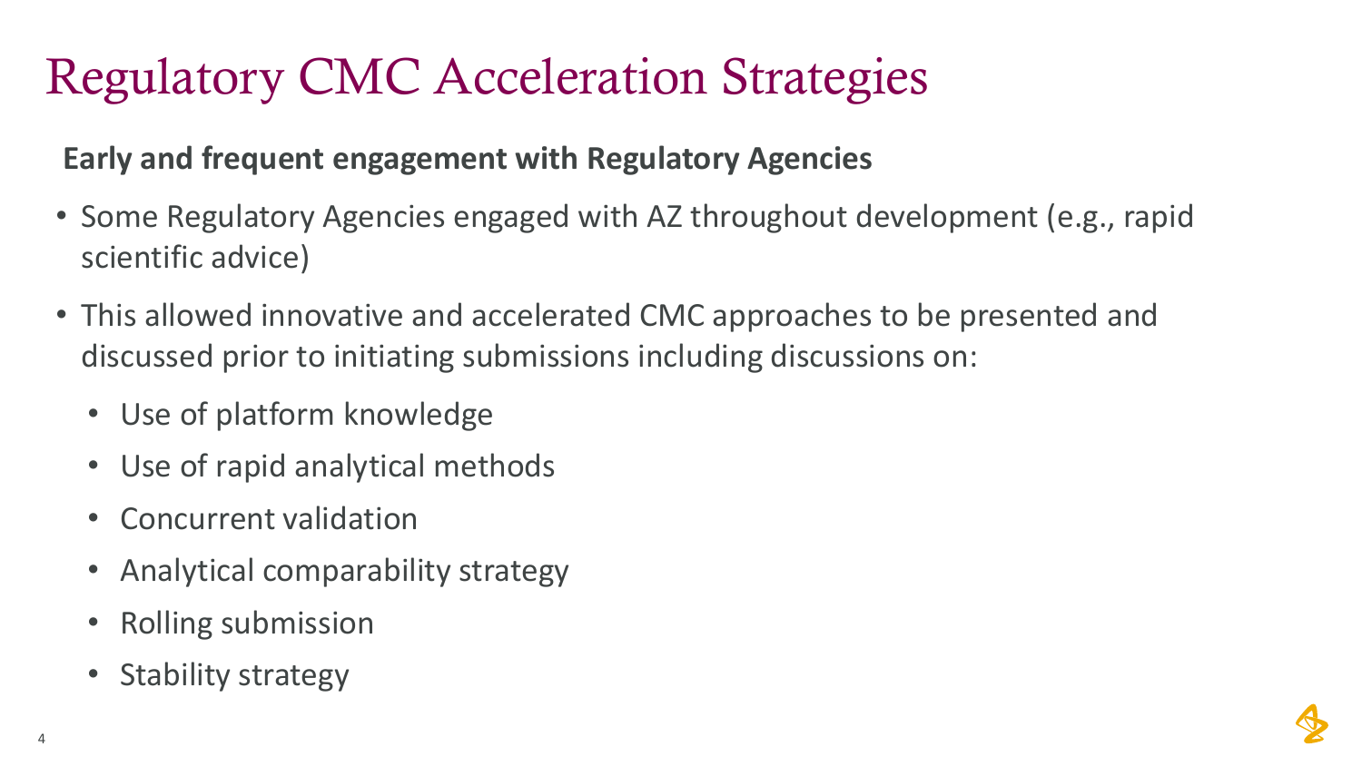# Regulatory CMC Acceleration Strategies

**Early and frequent engagement with Regulatory Agencies**

- Some Regulatory Agencies engaged with AZ throughout development (e.g., rapid scientific advice)
- This allowed innovative and accelerated CMC approaches to be presented and discussed prior to initiating submissions including discussions on:
  - Use of platform knowledge
  - Use of rapid analytical methods
  - Concurrent validation
  - Analytical comparability strategy
  - Rolling submission
  - Stability strategy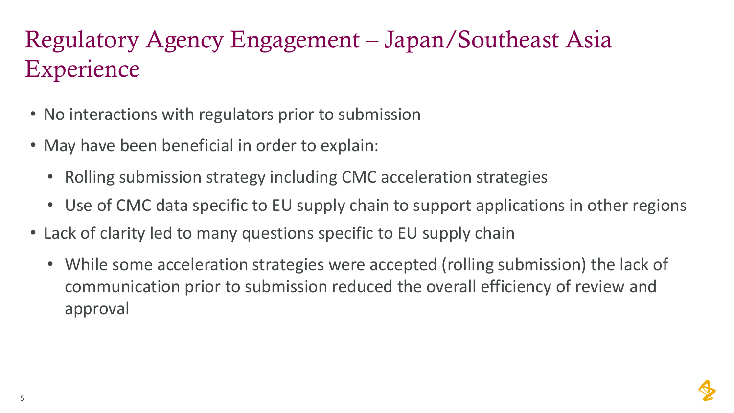# Regulatory Agency Engagement – Japan/Southeast Asia Experience

- No interactions with regulators prior to submission
- May have been beneficial in order to explain:
  - Rolling submission strategy including CMC acceleration strategies
  - Use of CMC data specific to EU supply chain to support applications in other regions
- Lack of clarity led to many questions specific to EU supply chain
  - While some acceleration strategies were accepted (rolling submission) the lack of communication prior to submission reduced the overall efficiency of review and approval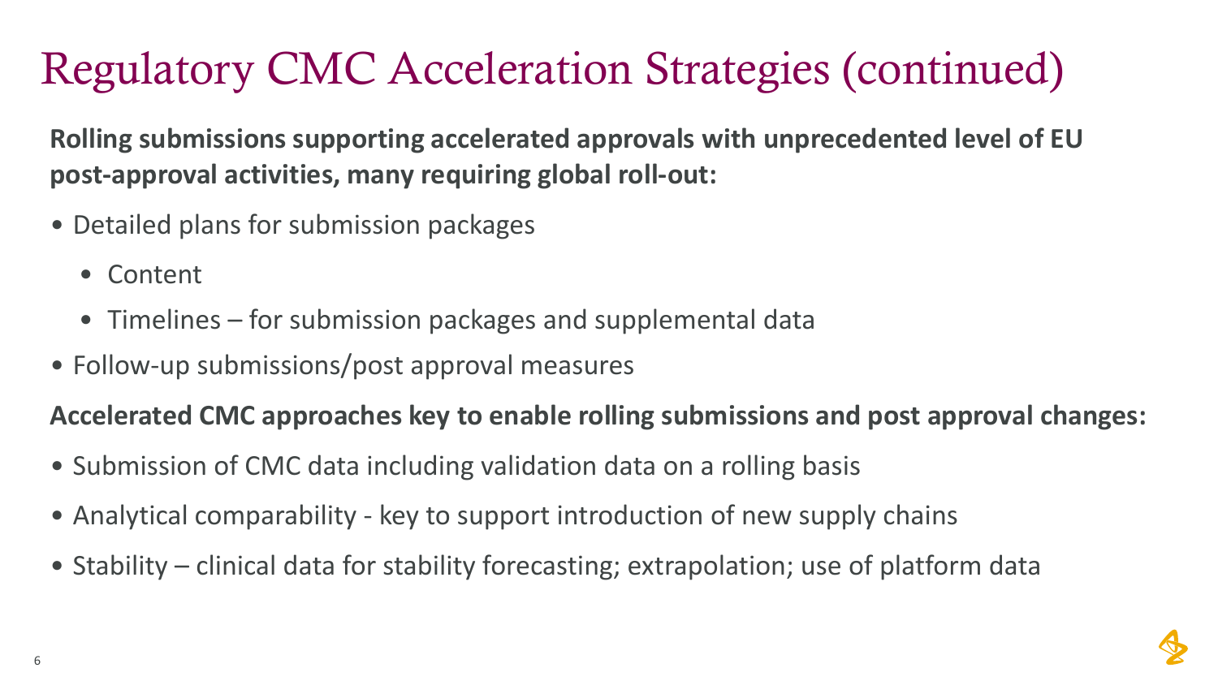# Regulatory CMC Acceleration Strategies (continued)

**Rolling submissions supporting accelerated approvals with unprecedented level of EU post-approval activities, many requiring global roll-out:**

- Detailed plans for submission packages
  - Content
  - Timelines – for submission packages and supplemental data
- Follow-up submissions/post approval measures

**Accelerated CMC approaches key to enable rolling submissions and post approval changes:**

- Submission of CMC data including validation data on a rolling basis
- Analytical comparability - key to support introduction of new supply chains
- Stability – clinical data for stability forecasting; extrapolation; use of platform data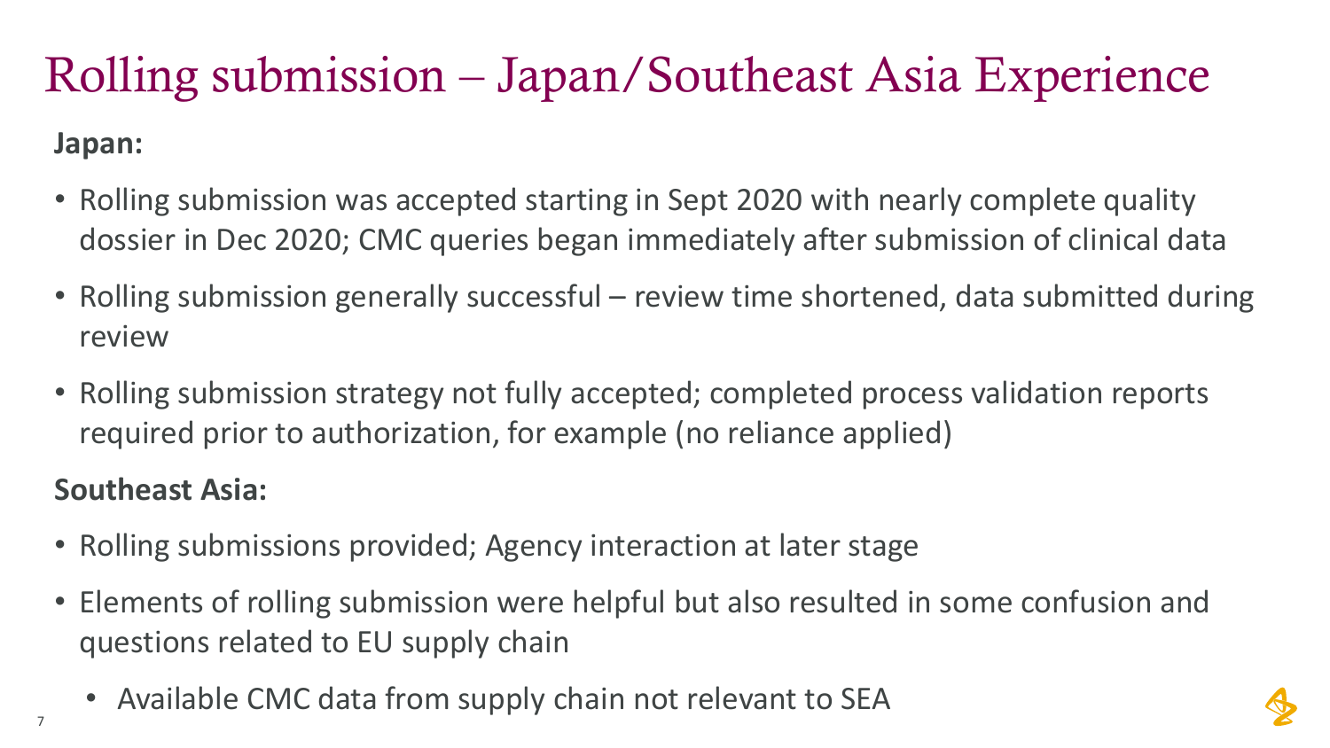# Rolling submission – Japan/Southeast Asia Experience

**Japan:**

- Rolling submission was accepted starting in Sept 2020 with nearly complete quality dossier in Dec 2020; CMC queries began immediately after submission of clinical data
- Rolling submission generally successful – review time shortened, data submitted during review
- Rolling submission strategy not fully accepted; completed process validation reports required prior to authorization, for example (no reliance applied)

**Southeast Asia:**

- Rolling submissions provided; Agency interaction at later stage
- Elements of rolling submission were helpful but also resulted in some confusion and questions related to EU supply chain
  - Available CMC data from supply chain not relevant to SEA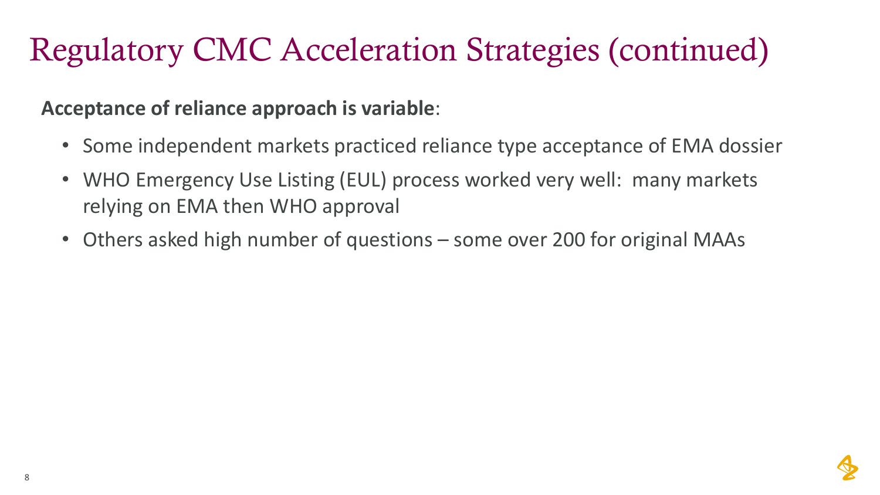# Regulatory CMC Acceleration Strategies (continued)

**Acceptance of reliance approach is variable**:

- Some independent markets practiced reliance type acceptance of EMA dossier
- WHO Emergency Use Listing (EUL) process worked very well:  many markets relying on EMA then WHO approval
- Others asked high number of questions – some over 200 for original MAAs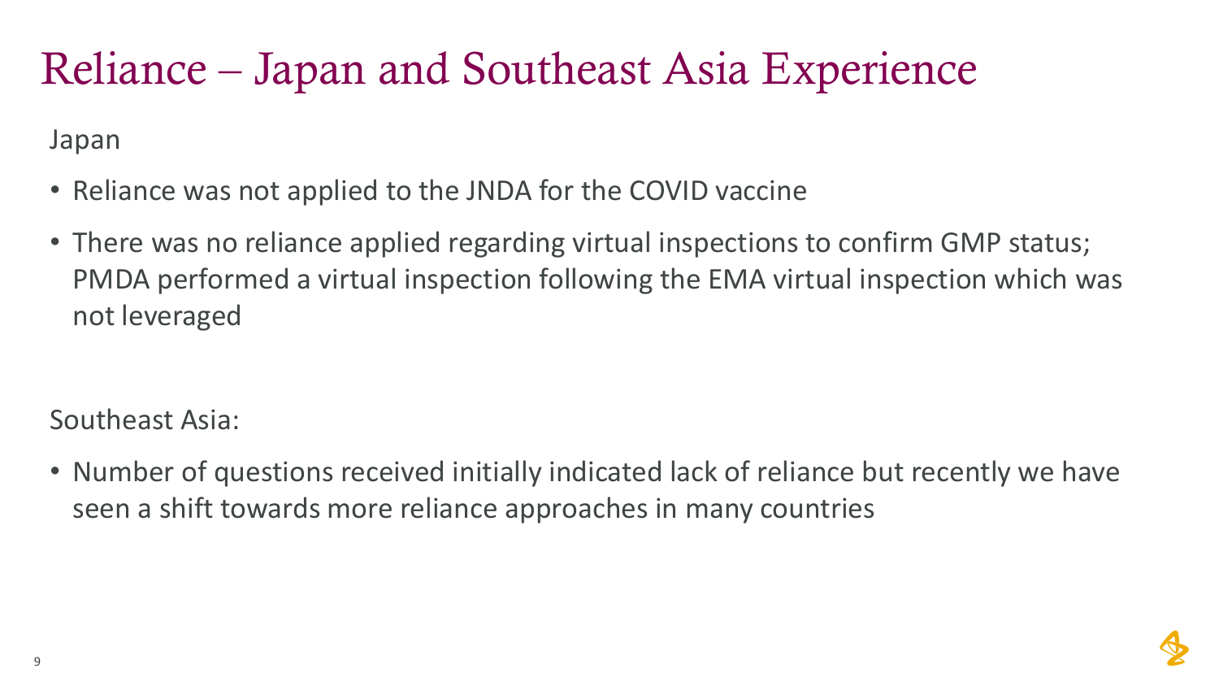# Reliance – Japan and Southeast Asia Experience

Japan

- Reliance was not applied to the JNDA for the COVID vaccine
- There was no reliance applied regarding virtual inspections to confirm GMP status; PMDA performed a virtual inspection following the EMA virtual inspection which was not leveraged

Southeast Asia:

- Number of questions received initially indicated lack of reliance but recently we have seen a shift towards more reliance approaches in many countries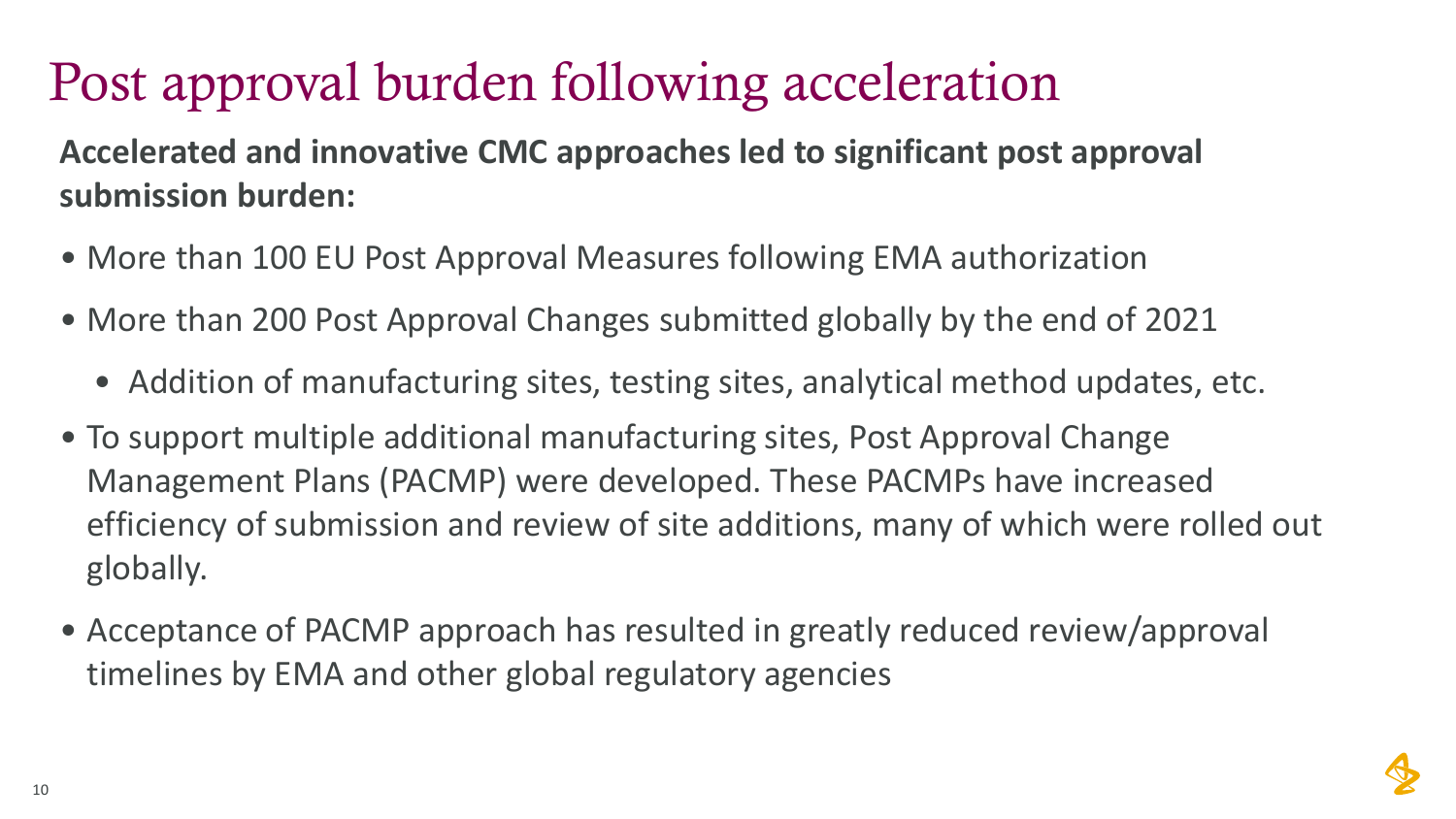# Post approval burden following acceleration

**Accelerated and innovative CMC approaches led to significant post approval submission burden:**

- More than 100 EU Post Approval Measures following EMA authorization
- More than 200 Post Approval Changes submitted globally by the end of 2021
  - Addition of manufacturing sites, testing sites, analytical method updates, etc.
- To support multiple additional manufacturing sites, Post Approval Change Management Plans (PACMP) were developed. These PACMPs have increased efficiency of submission and review of site additions, many of which were rolled out globally.
- Acceptance of PACMP approach has resulted in greatly reduced review/approval timelines by EMA and other global regulatory agencies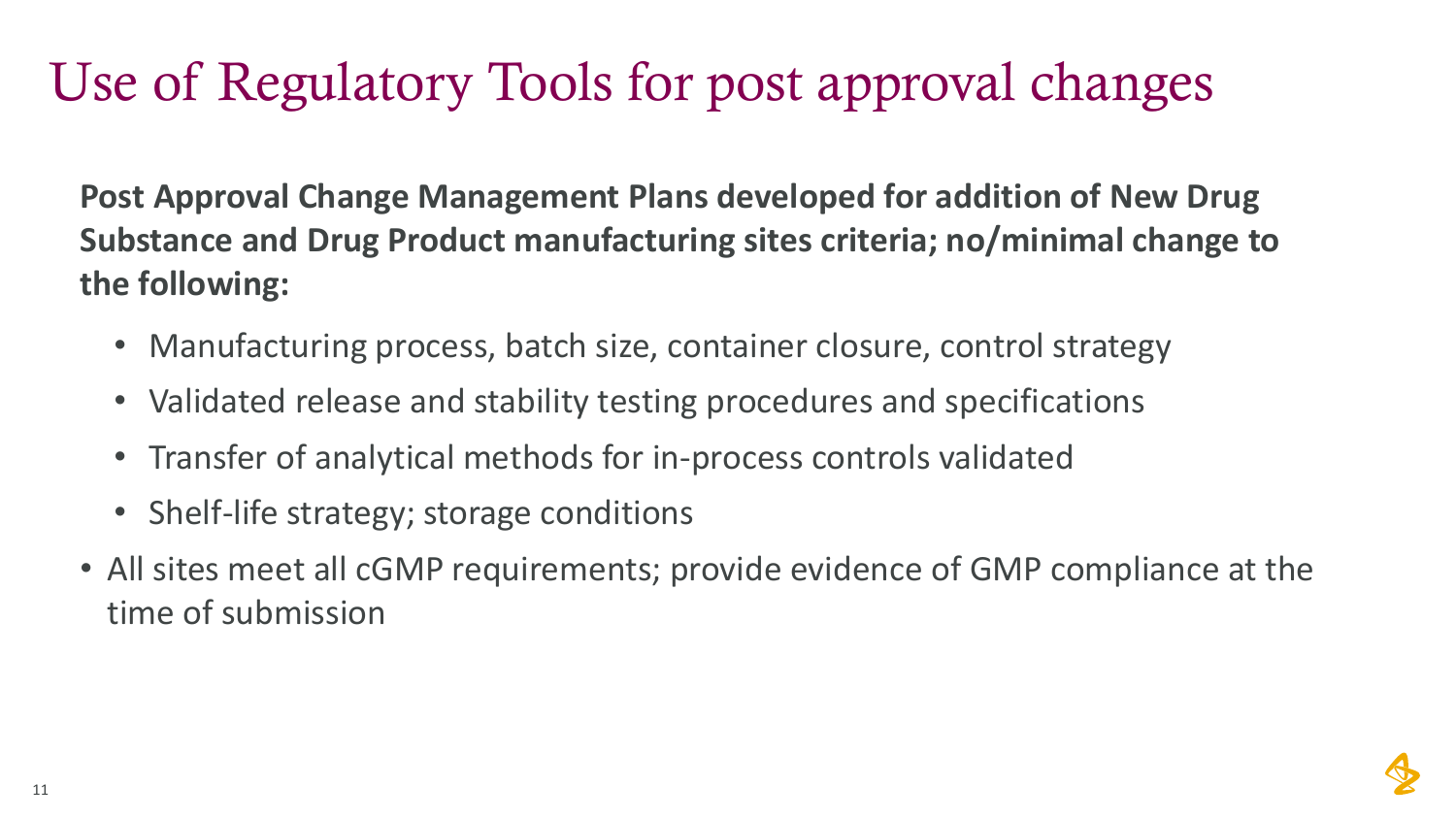# Use of Regulatory Tools for post approval changes

**Post Approval Change Management Plans developed for addition of New Drug Substance and Drug Product manufacturing sites criteria; no/minimal change to the following:**

- Manufacturing process, batch size, container closure, control strategy
- Validated release and stability testing procedures and specifications
- Transfer of analytical methods for in-process controls validated
- Shelf-life strategy; storage conditions

- All sites meet all cGMP requirements; provide evidence of GMP compliance at the time of submission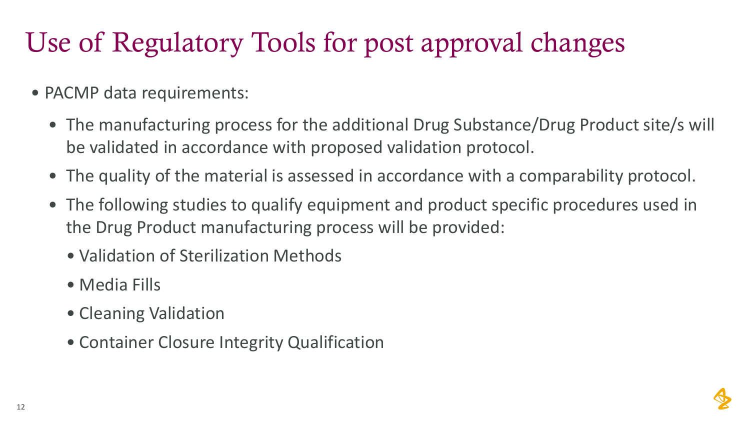# Use of Regulatory Tools for post approval changes

- PACMP data requirements:
  - The manufacturing process for the additional Drug Substance/Drug Product site/s will be validated in accordance with proposed validation protocol.
  - The quality of the material is assessed in accordance with a comparability protocol.
  - The following studies to qualify equipment and product specific procedures used in the Drug Product manufacturing process will be provided:
    - Validation of Sterilization Methods
    - Media Fills
    - Cleaning Validation
    - Container Closure Integrity Qualification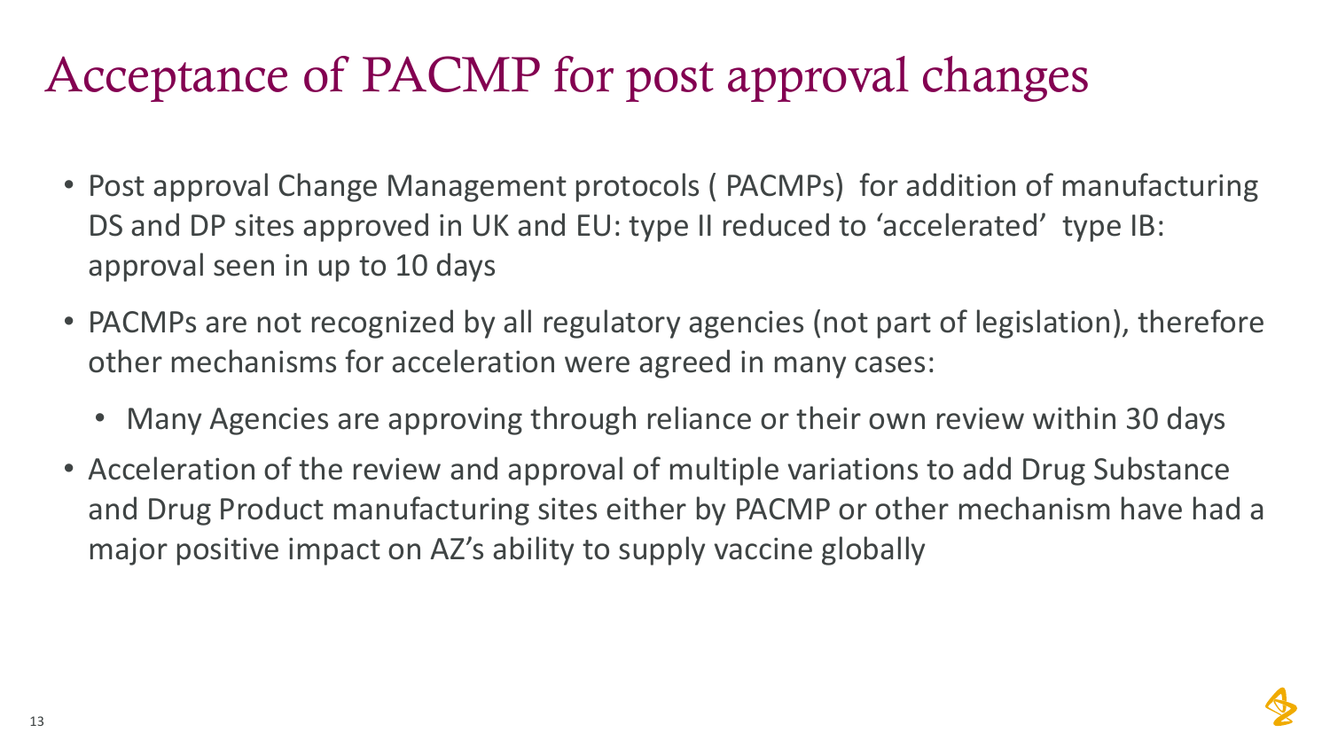# Acceptance of PACMP for post approval changes

- Post approval Change Management protocols ( PACMPs) for addition of manufacturing DS and DP sites approved in UK and EU: type II reduced to 'accelerated' type IB: approval seen in up to 10 days
- PACMPs are not recognized by all regulatory agencies (not part of legislation), therefore other mechanisms for acceleration were agreed in many cases:
  - Many Agencies are approving through reliance or their own review within 30 days
- Acceleration of the review and approval of multiple variations to add Drug Substance and Drug Product manufacturing sites either by PACMP or other mechanism have had a major positive impact on AZ's ability to supply vaccine globally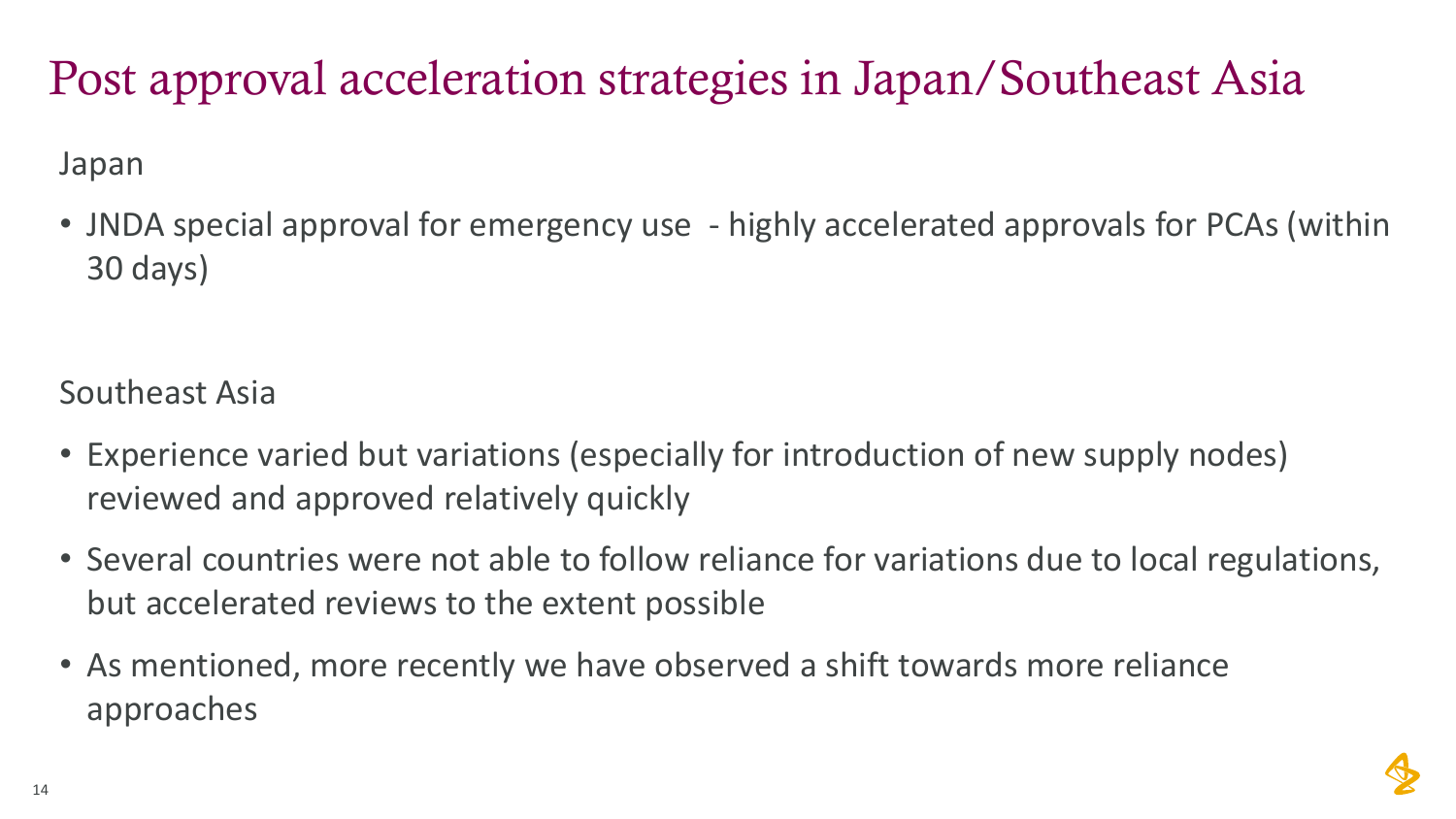# Post approval acceleration strategies in Japan/Southeast Asia

Japan

- JNDA special approval for emergency use - highly accelerated approvals for PCAs (within 30 days)

Southeast Asia

- Experience varied but variations (especially for introduction of new supply nodes) reviewed and approved relatively quickly
- Several countries were not able to follow reliance for variations due to local regulations, but accelerated reviews to the extent possible
- As mentioned, more recently we have observed a shift towards more reliance approaches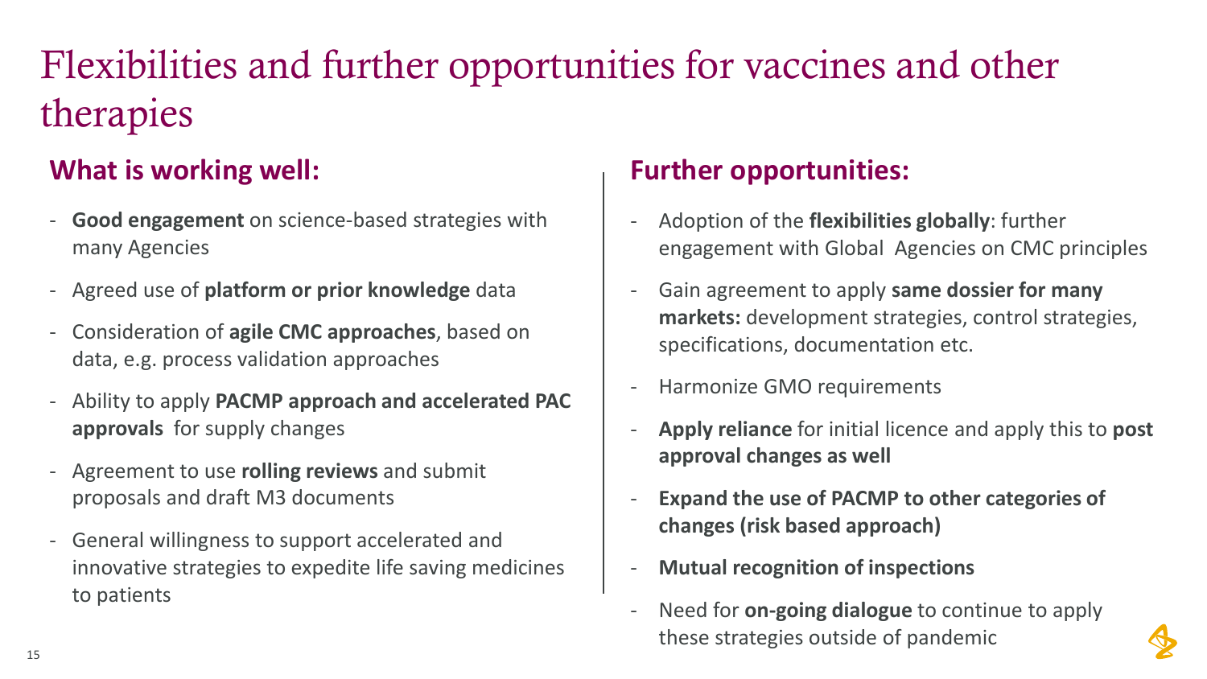# Flexibilities and further opportunities for vaccines and other therapies

## What is working well:

- **Good engagement** on science-based strategies with many Agencies
- Agreed use of **platform or prior knowledge** data
- Consideration of **agile CMC approaches**, based on data, e.g. process validation approaches
- Ability to apply **PACMP approach and accelerated PAC approvals** for supply changes
- Agreement to use **rolling reviews** and submit proposals and draft M3 documents
- General willingness to support accelerated and innovative strategies to expedite life saving medicines to patients

## Further opportunities:

- Adoption of the **flexibilities globally**: further engagement with Global Agencies on CMC principles
- Gain agreement to apply **same dossier for many markets:** development strategies, control strategies, specifications, documentation etc.
- Harmonize GMO requirements
- **Apply reliance** for initial licence and apply this to **post approval changes as well**
- **Expand the use of PACMP to other categories of changes (risk based approach)**
- **Mutual recognition of inspections**
- Need for **on-going dialogue** to continue to apply these strategies outside of pandemic